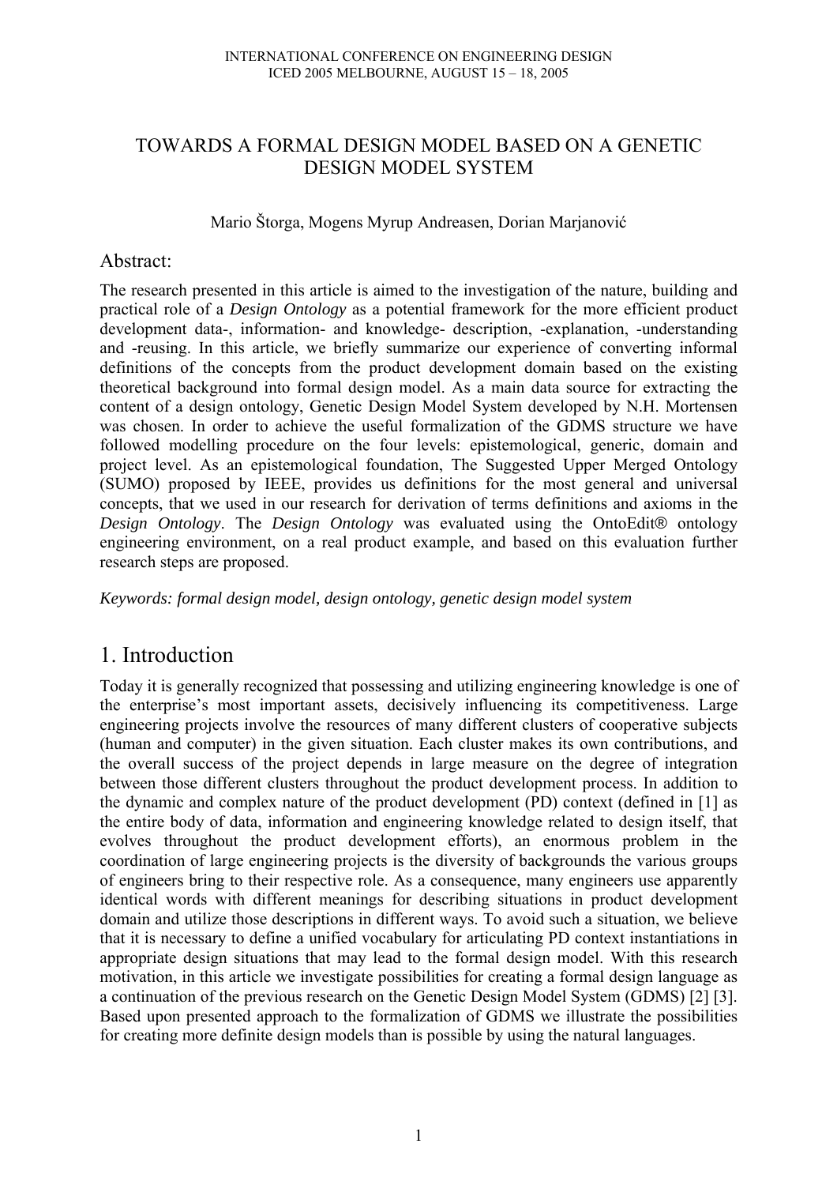# TOWARDS A FORMAL DESIGN MODEL BASED ON A GENETIC DESIGN MODEL SYSTEM

Mario Štorga, Mogens Myrup Andreasen, Dorian Marjanović

## Abstract:

The research presented in this article is aimed to the investigation of the nature, building and practical role of a *Design Ontology* as a potential framework for the more efficient product development data-, information- and knowledge- description, -explanation, -understanding and -reusing. In this article, we briefly summarize our experience of converting informal definitions of the concepts from the product development domain based on the existing theoretical background into formal design model. As a main data source for extracting the content of a design ontology, Genetic Design Model System developed by N.H. Mortensen was chosen. In order to achieve the useful formalization of the GDMS structure we have followed modelling procedure on the four levels: epistemological, generic, domain and project level. As an epistemological foundation, The Suggested Upper Merged Ontology (SUMO) proposed by IEEE, provides us definitions for the most general and universal concepts, that we used in our research for derivation of terms definitions and axioms in the *Design Ontology*. The *Design Ontology* was evaluated using the OntoEdit® ontology engineering environment, on a real product example, and based on this evaluation further research steps are proposed.

*Keywords: formal design model, design ontology, genetic design model system*

## 1. Introduction

Today it is generally recognized that possessing and utilizing engineering knowledge is one of the enterprise's most important assets, decisively influencing its competitiveness. Large engineering projects involve the resources of many different clusters of cooperative subjects (human and computer) in the given situation. Each cluster makes its own contributions, and the overall success of the project depends in large measure on the degree of integration between those different clusters throughout the product development process. In addition to the dynamic and complex nature of the product development (PD) context (defined in [1] as the entire body of data, information and engineering knowledge related to design itself, that evolves throughout the product development efforts), an enormous problem in the coordination of large engineering projects is the diversity of backgrounds the various groups of engineers bring to their respective role. As a consequence, many engineers use apparently identical words with different meanings for describing situations in product development domain and utilize those descriptions in different ways. To avoid such a situation, we believe that it is necessary to define a unified vocabulary for articulating PD context instantiations in appropriate design situations that may lead to the formal design model. With this research motivation, in this article we investigate possibilities for creating a formal design language as a continuation of the previous research on the Genetic Design Model System (GDMS) [2] [3]. Based upon presented approach to the formalization of GDMS we illustrate the possibilities for creating more definite design models than is possible by using the natural languages.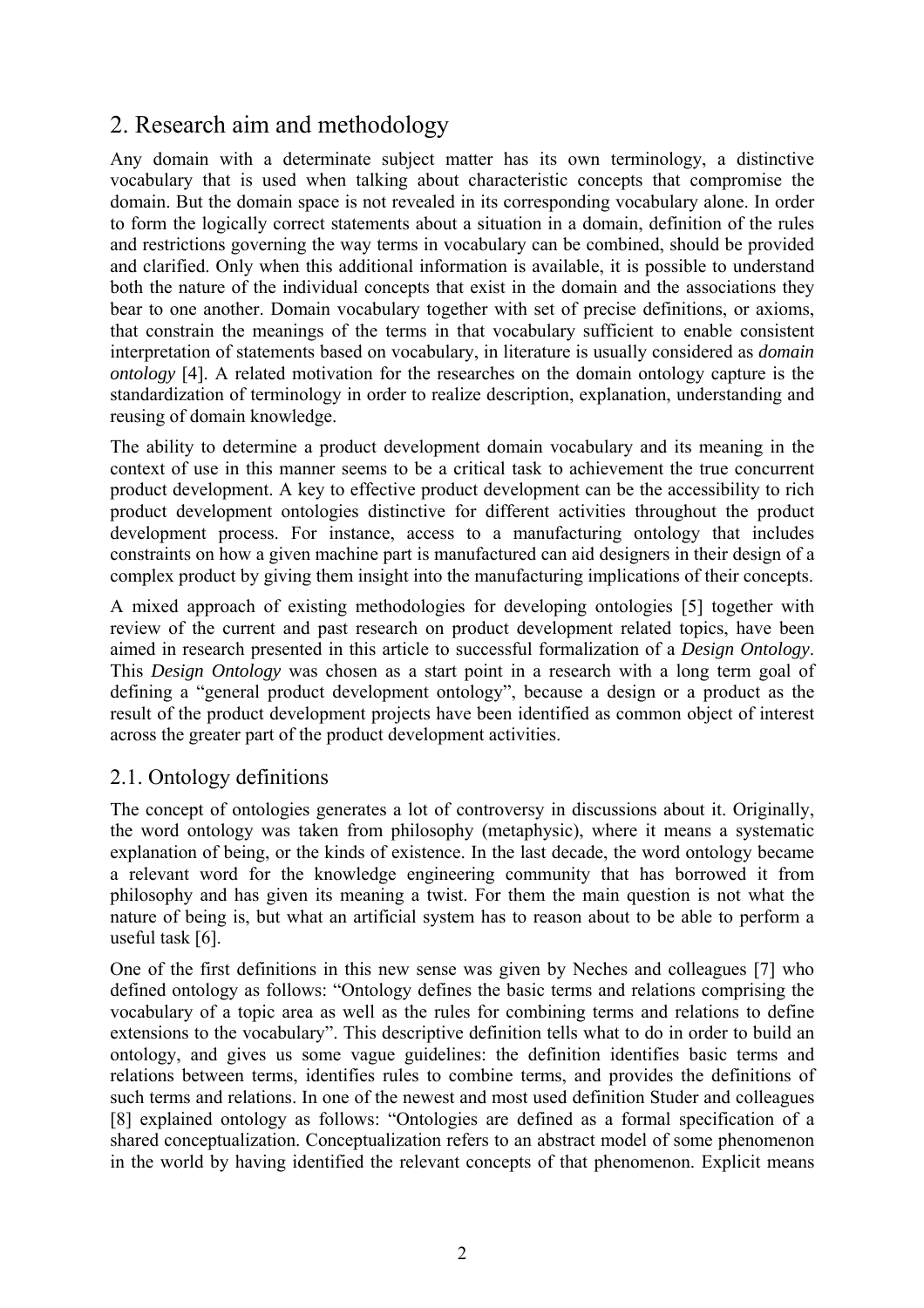## 2. Research aim and methodology

Any domain with a determinate subject matter has its own terminology, a distinctive vocabulary that is used when talking about characteristic concepts that compromise the domain. But the domain space is not revealed in its corresponding vocabulary alone. In order to form the logically correct statements about a situation in a domain, definition of the rules and restrictions governing the way terms in vocabulary can be combined, should be provided and clarified. Only when this additional information is available, it is possible to understand both the nature of the individual concepts that exist in the domain and the associations they bear to one another. Domain vocabulary together with set of precise definitions, or axioms, that constrain the meanings of the terms in that vocabulary sufficient to enable consistent interpretation of statements based on vocabulary, in literature is usually considered as *domain ontology* [4]. A related motivation for the researches on the domain ontology capture is the standardization of terminology in order to realize description, explanation, understanding and reusing of domain knowledge.

The ability to determine a product development domain vocabulary and its meaning in the context of use in this manner seems to be a critical task to achievement the true concurrent product development. A key to effective product development can be the accessibility to rich product development ontologies distinctive for different activities throughout the product development process. For instance, access to a manufacturing ontology that includes constraints on how a given machine part is manufactured can aid designers in their design of a complex product by giving them insight into the manufacturing implications of their concepts.

A mixed approach of existing methodologies for developing ontologies [5] together with review of the current and past research on product development related topics, have been aimed in research presented in this article to successful formalization of a *Design Ontology*. This *Design Ontology* was chosen as a start point in a research with a long term goal of defining a "general product development ontology", because a design or a product as the result of the product development projects have been identified as common object of interest across the greater part of the product development activities.

### 2.1. Ontology definitions

The concept of ontologies generates a lot of controversy in discussions about it. Originally, the word ontology was taken from philosophy (metaphysic), where it means a systematic explanation of being, or the kinds of existence. In the last decade, the word ontology became a relevant word for the knowledge engineering community that has borrowed it from philosophy and has given its meaning a twist. For them the main question is not what the nature of being is, but what an artificial system has to reason about to be able to perform a useful task [6].

One of the first definitions in this new sense was given by Neches and colleagues [7] who defined ontology as follows: "Ontology defines the basic terms and relations comprising the vocabulary of a topic area as well as the rules for combining terms and relations to define extensions to the vocabulary". This descriptive definition tells what to do in order to build an ontology, and gives us some vague guidelines: the definition identifies basic terms and relations between terms, identifies rules to combine terms, and provides the definitions of such terms and relations. In one of the newest and most used definition Studer and colleagues [8] explained ontology as follows: "Ontologies are defined as a formal specification of a shared conceptualization. Conceptualization refers to an abstract model of some phenomenon in the world by having identified the relevant concepts of that phenomenon. Explicit means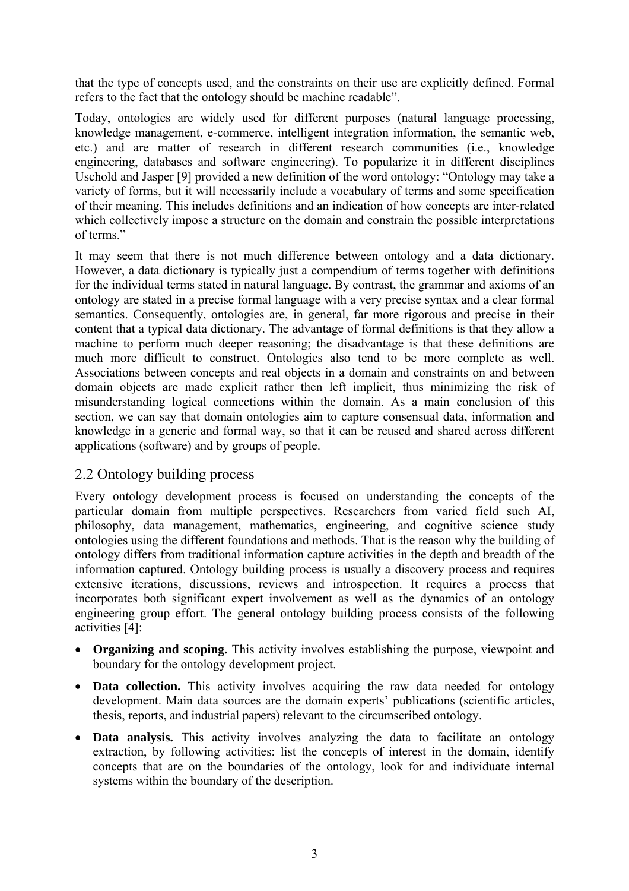that the type of concepts used, and the constraints on their use are explicitly defined. Formal refers to the fact that the ontology should be machine readable".

Today, ontologies are widely used for different purposes (natural language processing, knowledge management, e-commerce, intelligent integration information, the semantic web, etc.) and are matter of research in different research communities (i.e., knowledge engineering, databases and software engineering). To popularize it in different disciplines Uschold and Jasper [9] provided a new definition of the word ontology: "Ontology may take a variety of forms, but it will necessarily include a vocabulary of terms and some specification of their meaning. This includes definitions and an indication of how concepts are inter-related which collectively impose a structure on the domain and constrain the possible interpretations of terms."

It may seem that there is not much difference between ontology and a data dictionary. However, a data dictionary is typically just a compendium of terms together with definitions for the individual terms stated in natural language. By contrast, the grammar and axioms of an ontology are stated in a precise formal language with a very precise syntax and a clear formal semantics. Consequently, ontologies are, in general, far more rigorous and precise in their content that a typical data dictionary. The advantage of formal definitions is that they allow a machine to perform much deeper reasoning; the disadvantage is that these definitions are much more difficult to construct. Ontologies also tend to be more complete as well. Associations between concepts and real objects in a domain and constraints on and between domain objects are made explicit rather then left implicit, thus minimizing the risk of misunderstanding logical connections within the domain. As a main conclusion of this section, we can say that domain ontologies aim to capture consensual data, information and knowledge in a generic and formal way, so that it can be reused and shared across different applications (software) and by groups of people.

## 2.2 Ontology building process

Every ontology development process is focused on understanding the concepts of the particular domain from multiple perspectives. Researchers from varied field such AI, philosophy, data management, mathematics, engineering, and cognitive science study ontologies using the different foundations and methods. That is the reason why the building of ontology differs from traditional information capture activities in the depth and breadth of the information captured. Ontology building process is usually a discovery process and requires extensive iterations, discussions, reviews and introspection. It requires a process that incorporates both significant expert involvement as well as the dynamics of an ontology engineering group effort. The general ontology building process consists of the following activities [4]:

- **Organizing and scoping.** This activity involves establishing the purpose, viewpoint and boundary for the ontology development project.
- **Data collection.** This activity involves acquiring the raw data needed for ontology development. Main data sources are the domain experts' publications (scientific articles, thesis, reports, and industrial papers) relevant to the circumscribed ontology.
- **Data analysis.** This activity involves analyzing the data to facilitate an ontology extraction, by following activities: list the concepts of interest in the domain, identify concepts that are on the boundaries of the ontology, look for and individuate internal systems within the boundary of the description.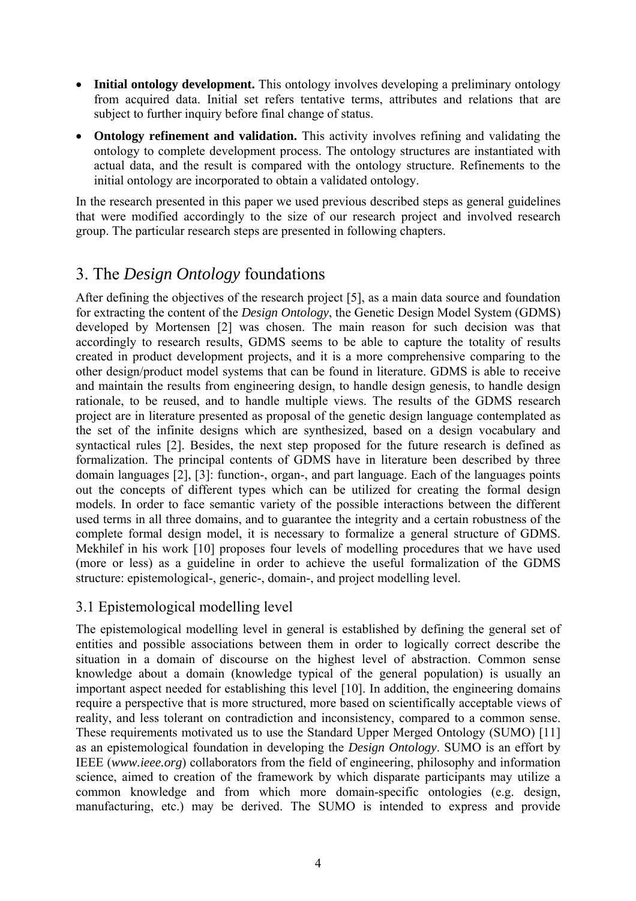- **Initial ontology development.** This ontology involves developing a preliminary ontology from acquired data. Initial set refers tentative terms, attributes and relations that are subject to further inquiry before final change of status.
- **Ontology refinement and validation.** This activity involves refining and validating the ontology to complete development process. The ontology structures are instantiated with actual data, and the result is compared with the ontology structure. Refinements to the initial ontology are incorporated to obtain a validated ontology.

In the research presented in this paper we used previous described steps as general guidelines that were modified accordingly to the size of our research project and involved research group. The particular research steps are presented in following chapters.

## 3. The *Design Ontology* foundations

After defining the objectives of the research project [5], as a main data source and foundation for extracting the content of the *Design Ontology*, the Genetic Design Model System (GDMS) developed by Mortensen [2] was chosen. The main reason for such decision was that accordingly to research results, GDMS seems to be able to capture the totality of results created in product development projects, and it is a more comprehensive comparing to the other design/product model systems that can be found in literature. GDMS is able to receive and maintain the results from engineering design, to handle design genesis, to handle design rationale, to be reused, and to handle multiple views. The results of the GDMS research project are in literature presented as proposal of the genetic design language contemplated as the set of the infinite designs which are synthesized, based on a design vocabulary and syntactical rules [2]. Besides, the next step proposed for the future research is defined as formalization. The principal contents of GDMS have in literature been described by three domain languages [2], [3]: function-, organ-, and part language. Each of the languages points out the concepts of different types which can be utilized for creating the formal design models. In order to face semantic variety of the possible interactions between the different used terms in all three domains, and to guarantee the integrity and a certain robustness of the complete formal design model, it is necessary to formalize a general structure of GDMS. Mekhilef in his work [10] proposes four levels of modelling procedures that we have used (more or less) as a guideline in order to achieve the useful formalization of the GDMS structure: epistemological-, generic-, domain-, and project modelling level.

### 3.1 Epistemological modelling level

The epistemological modelling level in general is established by defining the general set of entities and possible associations between them in order to logically correct describe the situation in a domain of discourse on the highest level of abstraction. Common sense knowledge about a domain (knowledge typical of the general population) is usually an important aspect needed for establishing this level [10]. In addition, the engineering domains require a perspective that is more structured, more based on scientifically acceptable views of reality, and less tolerant on contradiction and inconsistency, compared to a common sense. These requirements motivated us to use the Standard Upper Merged Ontology (SUMO) [11] as an epistemological foundation in developing the *Design Ontology*. SUMO is an effort by IEEE (*www.ieee.org*) collaborators from the field of engineering, philosophy and information science, aimed to creation of the framework by which disparate participants may utilize a common knowledge and from which more domain-specific ontologies (e.g. design, manufacturing, etc.) may be derived. The SUMO is intended to express and provide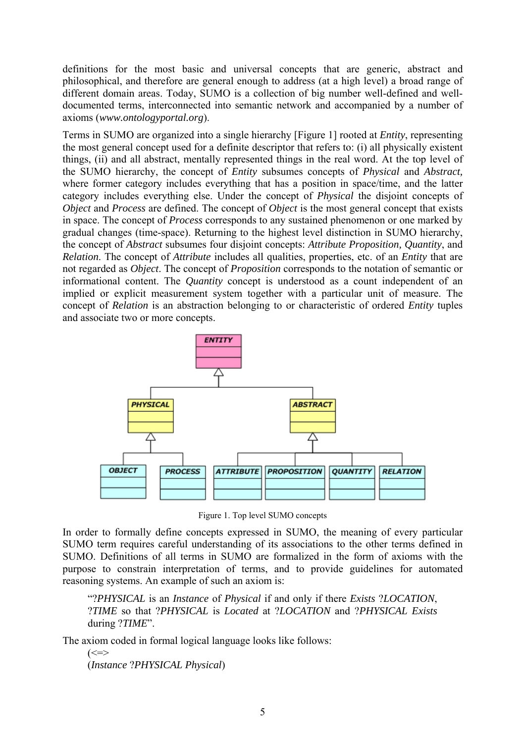definitions for the most basic and universal concepts that are generic, abstract and philosophical, and therefore are general enough to address (at a high level) a broad range of different domain areas. Today, SUMO is a collection of big number well-defined and well-documented terms, interconnected into semantic network and accompanied by a number of axioms (*www.ontologyportal.org*).

Terms in SUMO are organized into a single hierarchy [Figure 1] rooted at *Entity*, representing the most general concept used for a definite descriptor that refers to: (i) all physically existent things, (ii) and all abstract, mentally represented things in the real word. At the top level of the SUMO hierarchy, the concept of *Entity* subsumes concepts of *Physical* and *Abstract,* where former category includes everything that has a position in space/time, and the latter category includes everything else. Under the concept of *Physical* the disjoint concepts of *Object* and *Process* are defined. The concept of *Object* is the most general concept that exists in space. The concept of *Process* corresponds to any sustained phenomenon or one marked by gradual changes (time-space). Returning to the highest level distinction in SUMO hierarchy, the concept of *Abstract* subsumes four disjoint concepts: *Attribute Proposition, Quantity*, and *Relation*. The concept of *Attribute* includes all qualities, properties, etc. of an *Entity* that are not regarded as *Object*. The concept of *Proposition* corresponds to the notation of semantic or informational content. The *Quantity* concept is understood as a count independent of an implied or explicit measurement system together with a particular unit of measure. The concept of *Relation* is an abstraction belonging to or characteristic of ordered *Entity* tuples and associate two or more concepts.

Figure 1. Top level SUMO concepts

In order to formally define concepts expressed in SUMO, the meaning of every particular SUMO term requires careful understanding of its associations to the other terms defined in SUMO. Definitions of all terms in SUMO are formalized in the form of axioms with the purpose to constrain interpretation of terms, and to provide guidelines for automated reasoning systems. An example of such an axiom is:

> "?*PHYSICAL* is an *Instance* of *Physical* if and only if there *Exists* ?*LOCATION*, ?*TIME* so that ?*PHYSICAL* is *Located* at ?*LOCATION* and ?*PHYSICAL Exists* during ?*TIME*".

The axiom coded in formal logical language looks like follows:

(<=>
(*Instance* ?*PHYSICAL Physical*)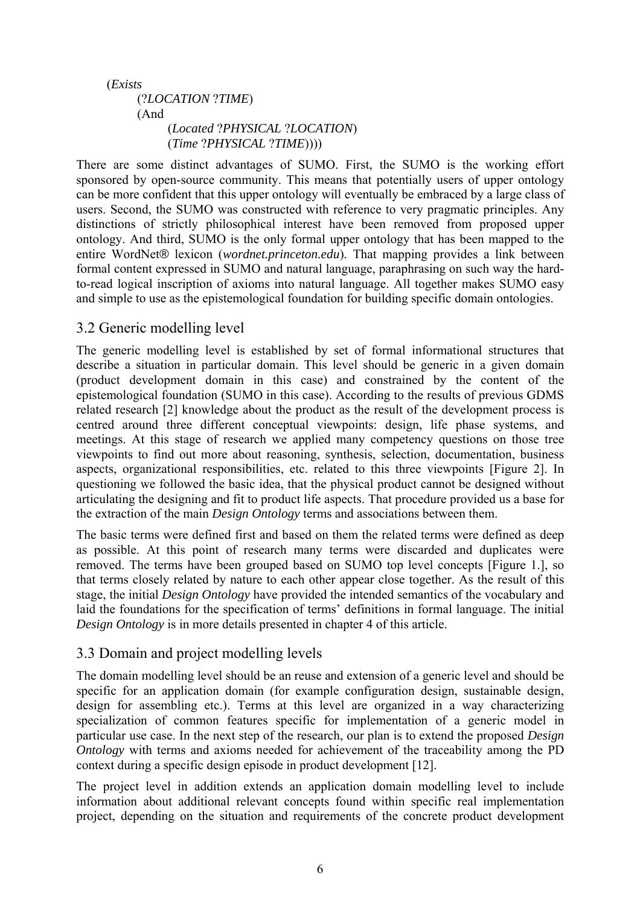```
(Exists
    (?LOCATION ?TIME)
    (And
        (Located ?PHYSICAL ?LOCATION)
        (Time ?PHYSICAL ?TIME))))
```

There are some distinct advantages of SUMO. First, the SUMO is the working effort sponsored by open-source community. This means that potentially users of upper ontology can be more confident that this upper ontology will eventually be embraced by a large class of users. Second, the SUMO was constructed with reference to very pragmatic principles. Any distinctions of strictly philosophical interest have been removed from proposed upper ontology. And third, SUMO is the only formal upper ontology that has been mapped to the entire WordNet® lexicon (*wordnet.princeton.edu*). That mapping provides a link between formal content expressed in SUMO and natural language, paraphrasing on such way the hard-to-read logical inscription of axioms into natural language. All together makes SUMO easy and simple to use as the epistemological foundation for building specific domain ontologies.

## 3.2 Generic modelling level

The generic modelling level is established by set of formal informational structures that describe a situation in particular domain. This level should be generic in a given domain (product development domain in this case) and constrained by the content of the epistemological foundation (SUMO in this case). According to the results of previous GDMS related research [2] knowledge about the product as the result of the development process is centred around three different conceptual viewpoints: design, life phase systems, and meetings. At this stage of research we applied many competency questions on those tree viewpoints to find out more about reasoning, synthesis, selection, documentation, business aspects, organizational responsibilities, etc. related to this three viewpoints [Figure 2]. In questioning we followed the basic idea, that the physical product cannot be designed without articulating the designing and fit to product life aspects. That procedure provided us a base for the extraction of the main *Design Ontology* terms and associations between them.

The basic terms were defined first and based on them the related terms were defined as deep as possible. At this point of research many terms were discarded and duplicates were removed. The terms have been grouped based on SUMO top level concepts [Figure 1.], so that terms closely related by nature to each other appear close together. As the result of this stage, the initial *Design Ontology* have provided the intended semantics of the vocabulary and laid the foundations for the specification of terms' definitions in formal language. The initial *Design Ontology* is in more details presented in chapter 4 of this article.

## 3.3 Domain and project modelling levels

The domain modelling level should be an reuse and extension of a generic level and should be specific for an application domain (for example configuration design, sustainable design, design for assembling etc.). Terms at this level are organized in a way characterizing specialization of common features specific for implementation of a generic model in particular use case. In the next step of the research, our plan is to extend the proposed *Design Ontology* with terms and axioms needed for achievement of the traceability among the PD context during a specific design episode in product development [12].

The project level in addition extends an application domain modelling level to include information about additional relevant concepts found within specific real implementation project, depending on the situation and requirements of the concrete product development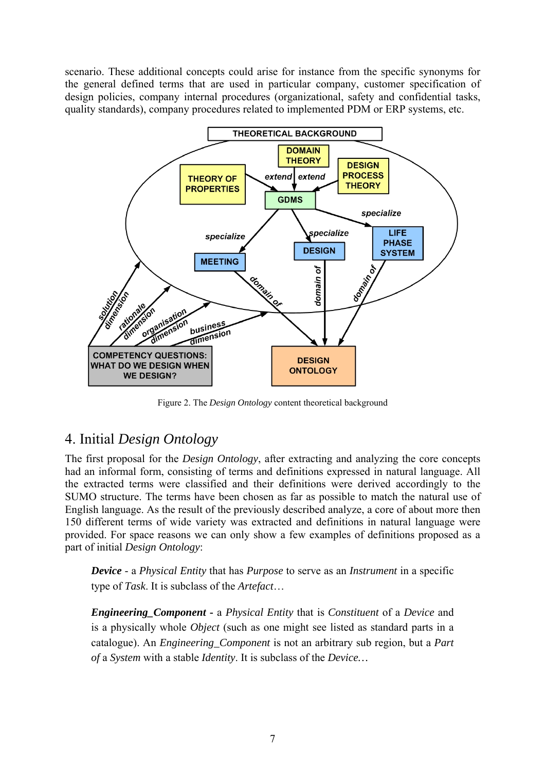scenario. These additional concepts could arise for instance from the specific synonyms for the general defined terms that are used in particular company, customer specification of design policies, company internal procedures (organizational, safety and confidential tasks, quality standards), company procedures related to implemented PDM or ERP systems, etc.

Figure 2. The *Design Ontology* content theoretical background

## 4. Initial *Design Ontology*

The first proposal for the *Design Ontology*, after extracting and analyzing the core concepts had an informal form, consisting of terms and definitions expressed in natural language. All the extracted terms were classified and their definitions were derived accordingly to the SUMO structure. The terms have been chosen as far as possible to match the natural use of English language. As the result of the previously described analyze, a core of about more then 150 different terms of wide variety was extracted and definitions in natural language were provided. For space reasons we can only show a few examples of definitions proposed as a part of initial *Design Ontology*:

> ***Device*** - a *Physical Entity* that has *Purpose* to serve as an *Instrument* in a specific type of *Task*. It is subclass of the *Artefact*…

> ***Engineering_Component*** - a *Physical Entity* that is *Constituent* of a *Device* and is a physically whole *Object* (such as one might see listed as standard parts in a catalogue). An *Engineering_Component* is not an arbitrary sub region, but a *Part of* a *System* with a stable *Identity*. It is subclass of the *Device*…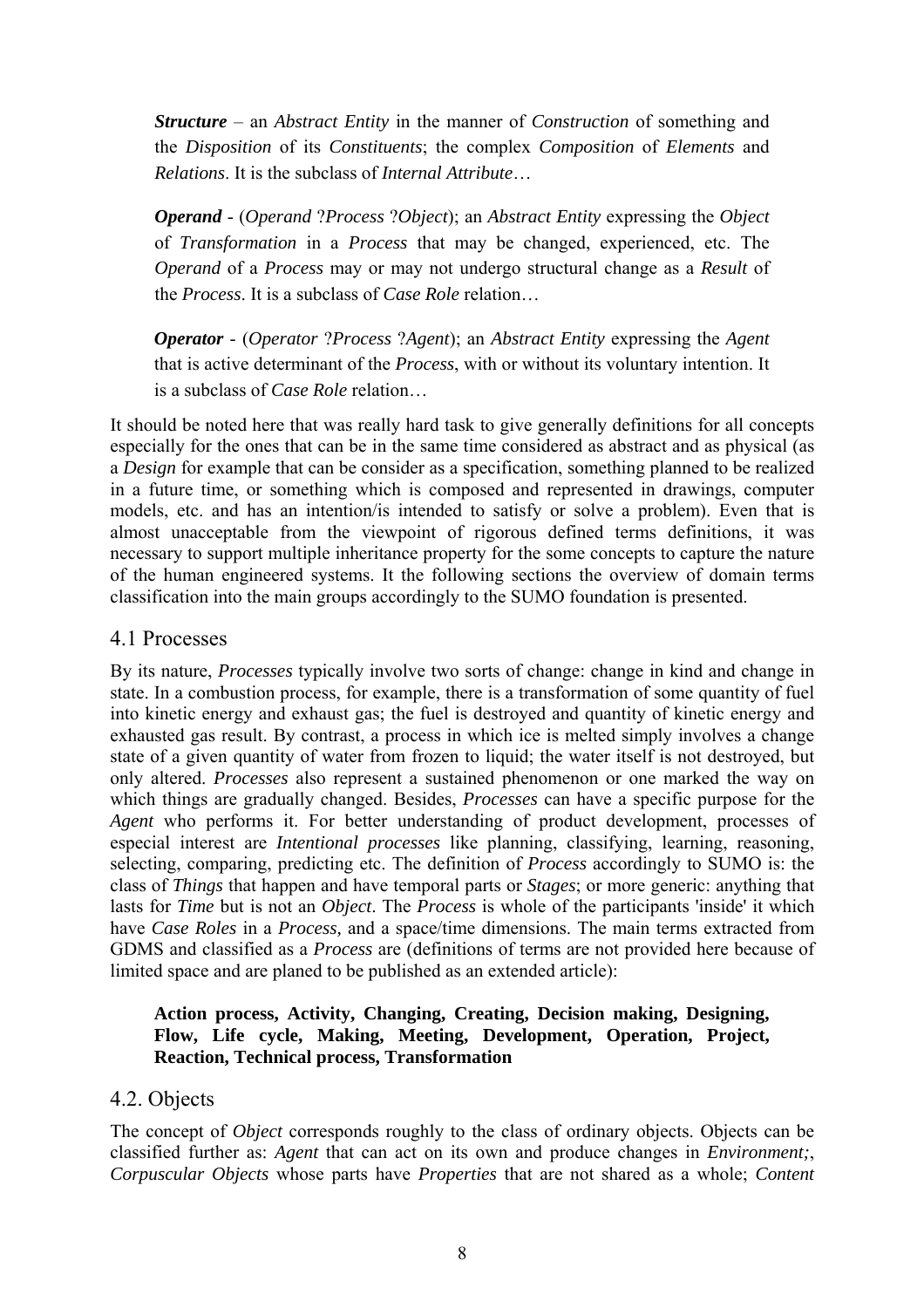> ***Structure*** – an *Abstract Entity* in the manner of *Construction* of something and the *Disposition* of its *Constituents*; the complex *Composition* of *Elements* and *Relations*. It is the subclass of *Internal Attribute*…
>
> ***Operand*** - (*Operand* ?*Process* ?*Object*); an *Abstract Entity* expressing the *Object* of *Transformation* in a *Process* that may be changed, experienced, etc. The *Operand* of a *Process* may or may not undergo structural change as a *Result* of the *Process*. It is a subclass of *Case Role* relation…
>
> ***Operator*** - (*Operator* ?*Process* ?*Agent*); an *Abstract Entity* expressing the *Agent* that is active determinant of the *Process*, with or without its voluntary intention. It is a subclass of *Case Role* relation…

It should be noted here that was really hard task to give generally definitions for all concepts especially for the ones that can be in the same time considered as abstract and as physical (as a *Design* for example that can be consider as a specification, something planned to be realized in a future time, or something which is composed and represented in drawings, computer models, etc. and has an intention/is intended to satisfy or solve a problem). Even that is almost unacceptable from the viewpoint of rigorous defined terms definitions, it was necessary to support multiple inheritance property for the some concepts to capture the nature of the human engineered systems. It the following sections the overview of domain terms classification into the main groups accordingly to the SUMO foundation is presented.

## 4.1 Processes

By its nature, *Processes* typically involve two sorts of change: change in kind and change in state. In a combustion process, for example, there is a transformation of some quantity of fuel into kinetic energy and exhaust gas; the fuel is destroyed and quantity of kinetic energy and exhausted gas result. By contrast, a process in which ice is melted simply involves a change state of a given quantity of water from frozen to liquid; the water itself is not destroyed, but only altered. *Processes* also represent a sustained phenomenon or one marked the way on which things are gradually changed. Besides, *Processes* can have a specific purpose for the *Agent* who performs it. For better understanding of product development, processes of especial interest are *Intentional processes* like planning, classifying, learning, reasoning, selecting, comparing, predicting etc. The definition of *Process* accordingly to SUMO is: the class of *Things* that happen and have temporal parts or *Stages*; or more generic: anything that lasts for *Time* but is not an *Object*. The *Process* is whole of the participants 'inside' it which have *Case Roles* in a *Process,* and a space/time dimensions. The main terms extracted from GDMS and classified as a *Process* are (definitions of terms are not provided here because of limited space and are planed to be published as an extended article):

> **Action process, Activity, Changing, Creating, Decision making, Designing, Flow, Life cycle, Making, Meeting, Development, Operation, Project, Reaction, Technical process, Transformation**

## 4.2. Objects

The concept of *Object* corresponds roughly to the class of ordinary objects. Objects can be classified further as: *Agent* that can act on its own and produce changes in *Environment;*, *Corpuscular Objects* whose parts have *Properties* that are not shared as a whole; *Content*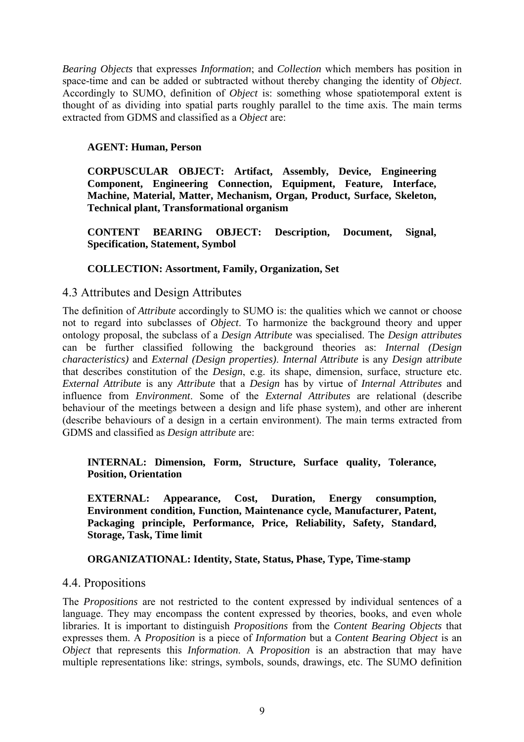*Bearing Objects* that expresses *Information*; and *Collection* which members has position in space-time and can be added or subtracted without thereby changing the identity of *Object*. Accordingly to SUMO, definition of *Object* is: something whose spatiotemporal extent is thought of as dividing into spatial parts roughly parallel to the time axis. The main terms extracted from GDMS and classified as a *Object* are:

**AGENT: Human, Person**

**CORPUSCULAR OBJECT: Artifact, Assembly, Device, Engineering Component, Engineering Connection, Equipment, Feature, Interface, Machine, Material, Matter, Mechanism, Organ, Product, Surface, Skeleton, Technical plant, Transformational organism**

**CONTENT BEARING OBJECT: Description, Document, Signal, Specification, Statement, Symbol**

**COLLECTION: Assortment, Family, Organization, Set**

## 4.3 Attributes and Design Attributes

The definition of *Attribute* accordingly to SUMO is: the qualities which we cannot or choose not to regard into subclasses of *Object*. To harmonize the background theory and upper ontology proposal, the subclass of a *Design Attribute* was specialised. The *Design attributes* can be further classified following the background theories as: *Internal (Design characteristics)* and *External (Design properties)*. *Internal Attribute* is any *Design* a*ttribute* that describes constitution of the *Design*, e.g. its shape, dimension, surface, structure etc. *External Attribute* is any *Attribute* that a *Design* has by virtue of *Internal Attributes* and influence from *Environment*. Some of the *External Attributes* are relational (describe behaviour of the meetings between a design and life phase system), and other are inherent (describe behaviours of a design in a certain environment). The main terms extracted from GDMS and classified as *Design* a*ttribute* are:

**INTERNAL: Dimension, Form, Structure, Surface quality, Tolerance, Position, Orientation**

**EXTERNAL: Appearance, Cost, Duration, Energy consumption, Environment condition, Function, Maintenance cycle, Manufacturer, Patent, Packaging principle, Performance, Price, Reliability, Safety, Standard, Storage, Task, Time limit**

**ORGANIZATIONAL: Identity, State, Status, Phase, Type, Time-stamp**

## 4.4. Propositions

The *Propositions* are not restricted to the content expressed by individual sentences of a language. They may encompass the content expressed by theories, books, and even whole libraries. It is important to distinguish *Propositions* from the *Content Bearing Objects* that expresses them. A *Proposition* is a piece of *Information* but a *Content Bearing Object* is an *Object* that represents this *Information*. A *Proposition* is an abstraction that may have multiple representations like: strings, symbols, sounds, drawings, etc. The SUMO definition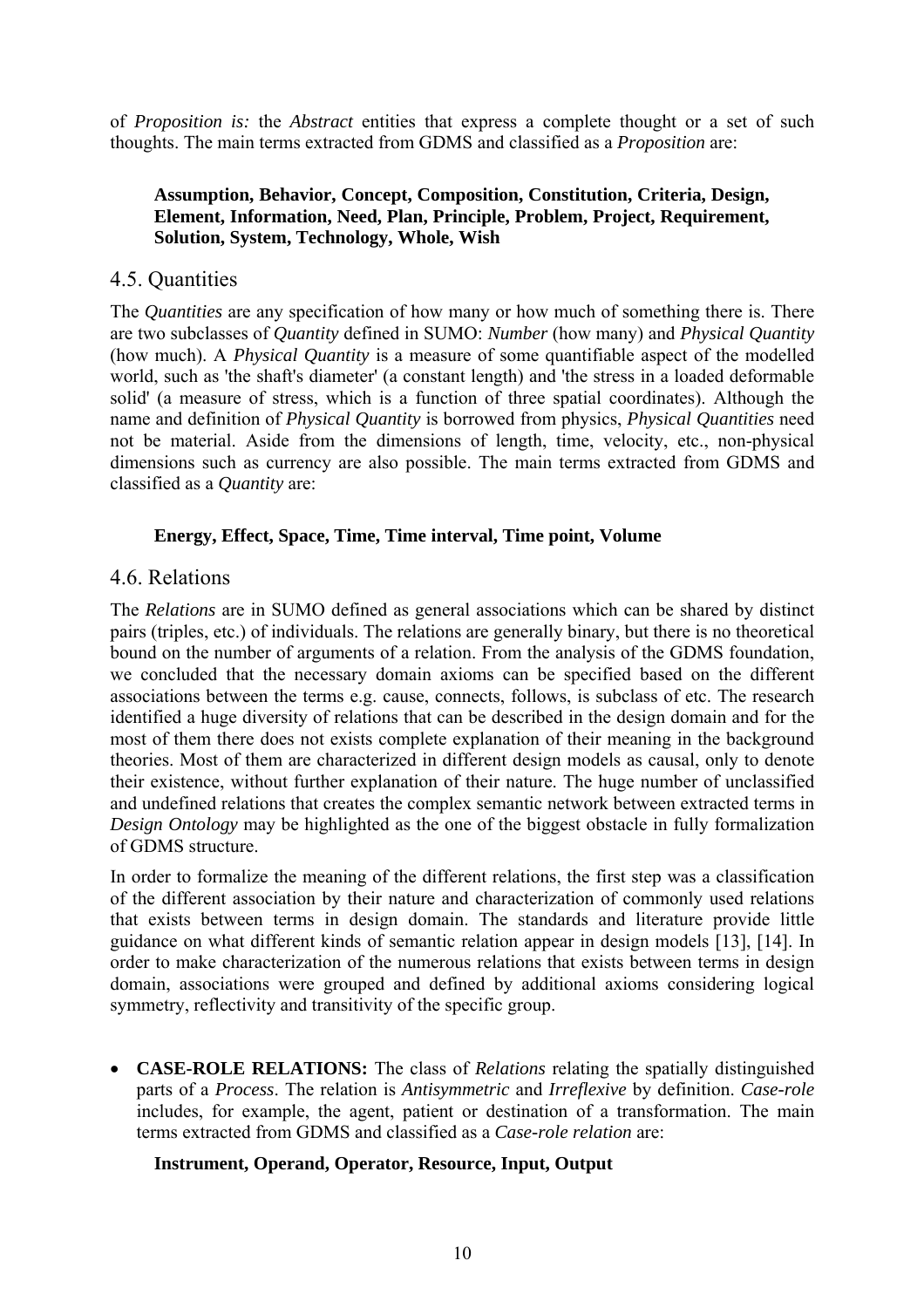of *Proposition is:* the *Abstract* entities that express a complete thought or a set of such thoughts. The main terms extracted from GDMS and classified as a *Proposition* are:

> **Assumption, Behavior, Concept, Composition, Constitution, Criteria, Design, Element, Information, Need, Plan, Principle, Problem, Project, Requirement, Solution, System, Technology, Whole, Wish**

## 4.5. Quantities

The *Quantities* are any specification of how many or how much of something there is. There are two subclasses of *Quantity* defined in SUMO: *Number* (how many) and *Physical Quantity* (how much). A *Physical Quantity* is a measure of some quantifiable aspect of the modelled world, such as 'the shaft's diameter' (a constant length) and 'the stress in a loaded deformable solid' (a measure of stress, which is a function of three spatial coordinates). Although the name and definition of *Physical Quantity* is borrowed from physics, *Physical Quantities* need not be material. Aside from the dimensions of length, time, velocity, etc., non-physical dimensions such as currency are also possible. The main terms extracted from GDMS and classified as a *Quantity* are:

> **Energy, Effect, Space, Time, Time interval, Time point, Volume**

## 4.6. Relations

The *Relations* are in SUMO defined as general associations which can be shared by distinct pairs (triples, etc.) of individuals. The relations are generally binary, but there is no theoretical bound on the number of arguments of a relation. From the analysis of the GDMS foundation, we concluded that the necessary domain axioms can be specified based on the different associations between the terms e.g. cause, connects, follows, is subclass of etc. The research identified a huge diversity of relations that can be described in the design domain and for the most of them there does not exists complete explanation of their meaning in the background theories. Most of them are characterized in different design models as causal, only to denote their existence, without further explanation of their nature. The huge number of unclassified and undefined relations that creates the complex semantic network between extracted terms in *Design Ontology* may be highlighted as the one of the biggest obstacle in fully formalization of GDMS structure.

In order to formalize the meaning of the different relations, the first step was a classification of the different association by their nature and characterization of commonly used relations that exists between terms in design domain. The standards and literature provide little guidance on what different kinds of semantic relation appear in design models [13], [14]. In order to make characterization of the numerous relations that exists between terms in design domain, associations were grouped and defined by additional axioms considering logical symmetry, reflectivity and transitivity of the specific group.

- **CASE-ROLE RELATIONS:** The class of *Relations* relating the spatially distinguished parts of a *Process*. The relation is *Antisymmetric* and *Irreflexive* by definition. *Case-role* includes, for example, the agent, patient or destination of a transformation. The main terms extracted from GDMS and classified as a *Case-role relation* are:

  **Instrument, Operand, Operator, Resource, Input, Output**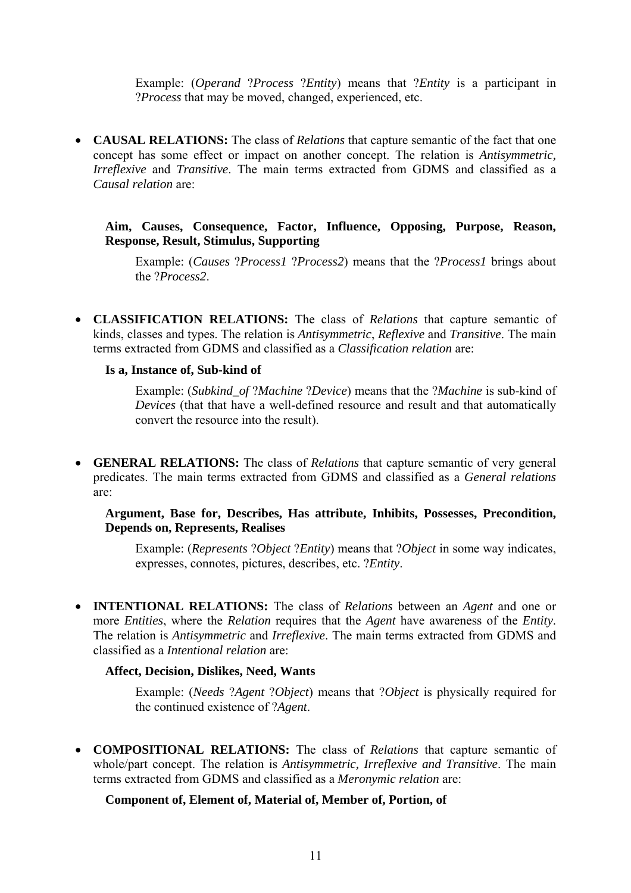Example: (*Operand* ?*Process* ?*Entity*) means that ?*Entity* is a participant in ?*Process* that may be moved, changed, experienced, etc.

- **CAUSAL RELATIONS:** The class of *Relations* that capture semantic of the fact that one concept has some effect or impact on another concept. The relation is *Antisymmetric, Irreflexive* and *Transitive*. The main terms extracted from GDMS and classified as a *Causal relation* are:

  **Aim, Causes, Consequence, Factor, Influence, Opposing, Purpose, Reason, Response, Result, Stimulus, Supporting**

  Example: (*Causes* ?*Process1* ?*Process2*) means that the ?*Process1* brings about the ?*Process2*.

- **CLASSIFICATION RELATIONS:** The class of *Relations* that capture semantic of kinds, classes and types. The relation is *Antisymmetric*, *Reflexive* and *Transitive*. The main terms extracted from GDMS and classified as a *Classification relation* are:

  **Is a, Instance of, Sub-kind of**

  Example: (*Subkind_of* ?*Machine* ?*Device*) means that the ?*Machine* is sub-kind of *Devices* (that that have a well-defined resource and result and that automatically convert the resource into the result).

- **GENERAL RELATIONS:** The class of *Relations* that capture semantic of very general predicates. The main terms extracted from GDMS and classified as a *General relations* are:

  **Argument, Base for, Describes, Has attribute, Inhibits, Possesses, Precondition, Depends on, Represents, Realises**

  Example: (*Represents* ?*Object* ?*Entity*) means that ?*Object* in some way indicates, expresses, connotes, pictures, describes, etc. ?*Entity*.

- **INTENTIONAL RELATIONS:** The class of *Relations* between an *Agent* and one or more *Entities*, where the *Relation* requires that the *Agent* have awareness of the *Entity*. The relation is *Antisymmetric* and *Irreflexive*. The main terms extracted from GDMS and classified as a *Intentional relation* are:

  **Affect, Decision, Dislikes, Need, Wants**

  Example: (*Needs* ?*Agent* ?*Object*) means that ?*Object* is physically required for the continued existence of ?*Agent*.

- **COMPOSITIONAL RELATIONS:** The class of *Relations* that capture semantic of whole/part concept. The relation is *Antisymmetric, Irreflexive and Transitive*. The main terms extracted from GDMS and classified as a *Meronymic relation* are:

  **Component of, Element of, Material of, Member of, Portion, of**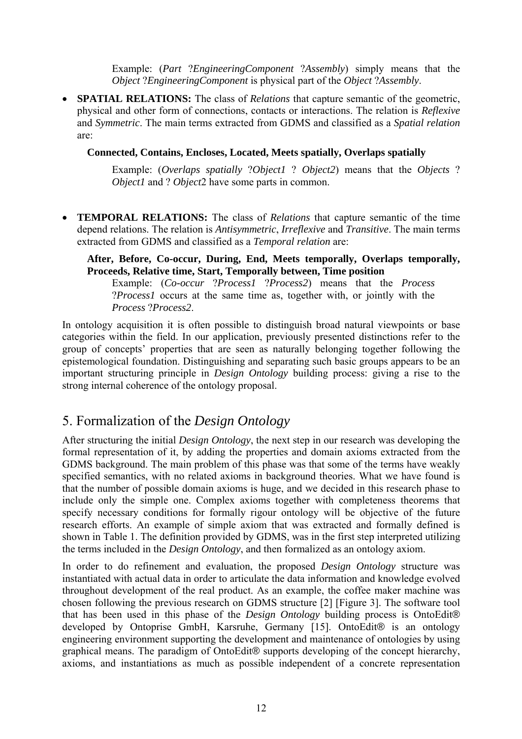Example: (*Part* ?*EngineeringComponent* ?*Assembly*) simply means that the *Object* ?*EngineeringComponent* is physical part of the *Object* ?*Assembly*.

- **SPATIAL RELATIONS:** The class of *Relations* that capture semantic of the geometric, physical and other form of connections, contacts or interactions. The relation is *Reflexive* and *Symmetric*. The main terms extracted from GDMS and classified as a *Spatial relation* are:

  **Connected, Contains, Encloses, Located, Meets spatially, Overlaps spatially**

  Example: (*Overlaps spatially* ?*Object1* ? *Object2*) means that the *Objects* ? *Object1* and ? *Object*2 have some parts in common.

- **TEMPORAL RELATIONS:** The class of *Relations* that capture semantic of the time depend relations. The relation is *Antisymmetric*, *Irreflexive* and *Transitive*. The main terms extracted from GDMS and classified as a *Temporal relation* are:

  **After, Before, Co-occur, During, End, Meets temporally, Overlaps temporally, Proceeds, Relative time, Start, Temporally between, Time position**

  Example: (*Co-occur* ?*Process1* ?*Process2*) means that the *Process* ?*Process1* occurs at the same time as, together with, or jointly with the *Process* ?*Process2*.

In ontology acquisition it is often possible to distinguish broad natural viewpoints or base categories within the field. In our application, previously presented distinctions refer to the group of concepts' properties that are seen as naturally belonging together following the epistemological foundation. Distinguishing and separating such basic groups appears to be an important structuring principle in *Design Ontology* building process: giving a rise to the strong internal coherence of the ontology proposal.

## 5. Formalization of the *Design Ontology*

After structuring the initial *Design Ontology*, the next step in our research was developing the formal representation of it, by adding the properties and domain axioms extracted from the GDMS background. The main problem of this phase was that some of the terms have weakly specified semantics, with no related axioms in background theories. What we have found is that the number of possible domain axioms is huge, and we decided in this research phase to include only the simple one. Complex axioms together with completeness theorems that specify necessary conditions for formally rigour ontology will be objective of the future research efforts. An example of simple axiom that was extracted and formally defined is shown in Table 1. The definition provided by GDMS, was in the first step interpreted utilizing the terms included in the *Design Ontology*, and then formalized as an ontology axiom.

In order to do refinement and evaluation, the proposed *Design Ontology* structure was instantiated with actual data in order to articulate the data information and knowledge evolved throughout development of the real product. As an example, the coffee maker machine was chosen following the previous research on GDMS structure [2] [Figure 3]. The software tool that has been used in this phase of the *Design Ontology* building process is OntoEdit® developed by Ontoprise GmbH, Karsruhe, Germany [15]. OntoEdit® is an ontology engineering environment supporting the development and maintenance of ontologies by using graphical means. The paradigm of OntoEdit® supports developing of the concept hierarchy, axioms, and instantiations as much as possible independent of a concrete representation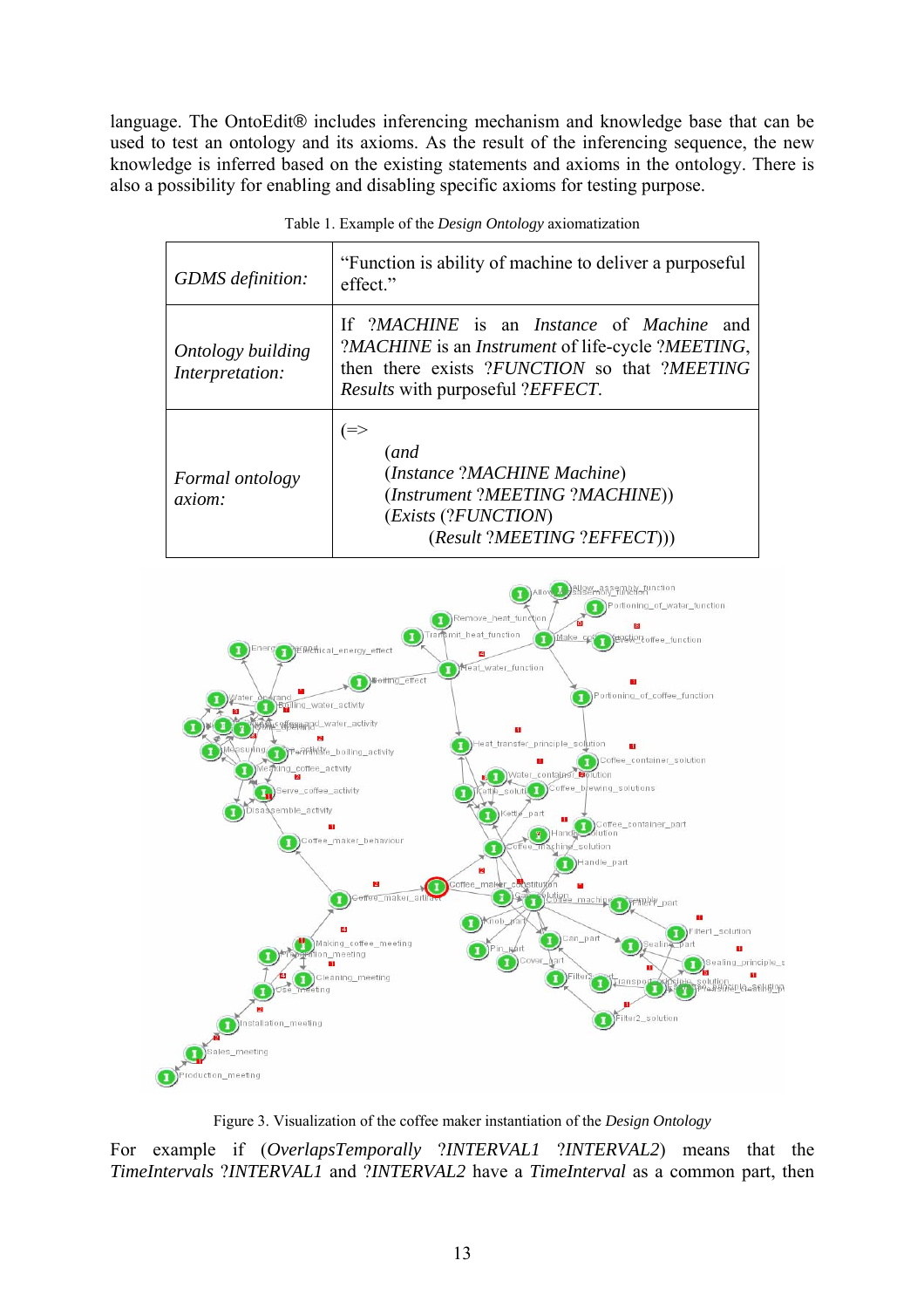language. The OntoEdit® includes inferencing mechanism and knowledge base that can be used to test an ontology and its axioms. As the result of the inferencing sequence, the new knowledge is inferred based on the existing statements and axioms in the ontology. There is also a possibility for enabling and disabling specific axioms for testing purpose.

Table 1. Example of the *Design Ontology* axiomatization

| | |
|---|---|
| *GDMS definition:* | "Function is ability of machine to deliver a purposeful effect." |
| *Ontology building Interpretation:* | If *?MACHINE* is an *Instance* of *Machine* and *?MACHINE* is an *Instrument* of life-cycle *?MEETING*, then there exists *?FUNCTION* so that *?MEETING* *Results* with purposeful *?EFFECT*. |
| *Formal ontology axiom:* | (=> (*and* (*Instance* ?*MACHINE Machine*) (*Instrument* ?*MEETING* ?*MACHINE*)) (*Exists* (?*FUNCTION*) (*Result* ?*MEETING* ?*EFFECT*))) |

Figure 3. Visualization of the coffee maker instantiation of the *Design Ontology*

For example if (*OverlapsTemporally* ?*INTERVAL1* ?*INTERVAL2*) means that the *TimeIntervals* ?*INTERVAL1* and ?*INTERVAL2* have a *TimeInterval* as a common part, then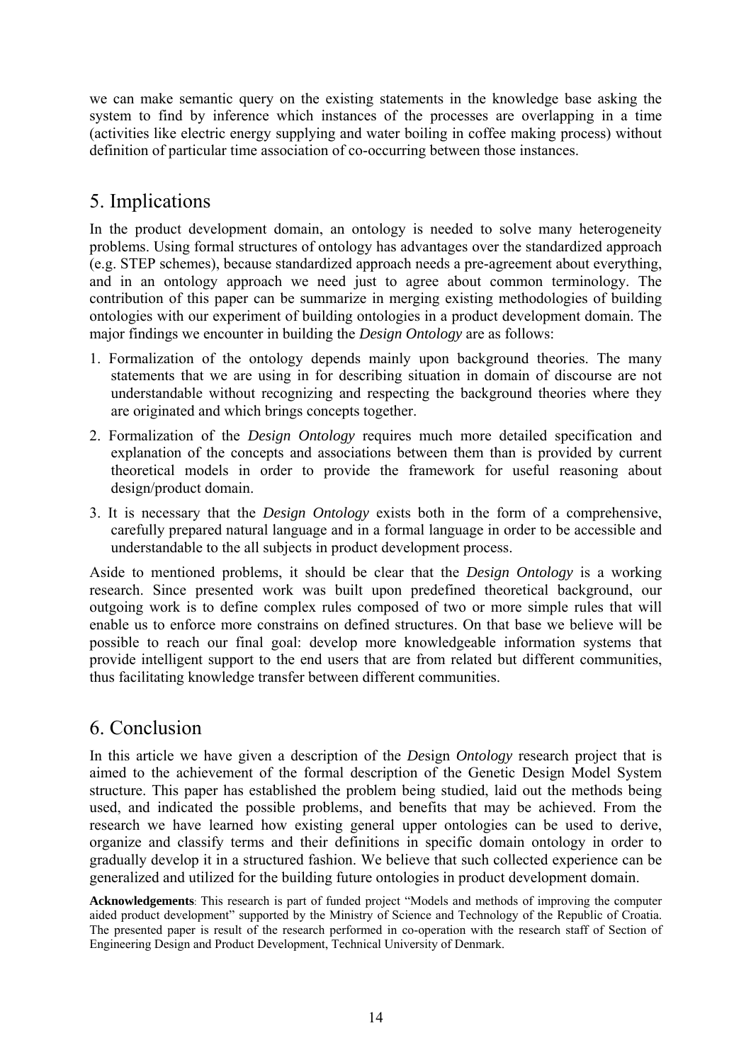we can make semantic query on the existing statements in the knowledge base asking the system to find by inference which instances of the processes are overlapping in a time (activities like electric energy supplying and water boiling in coffee making process) without definition of particular time association of co-occurring between those instances.

## 5. Implications

In the product development domain, an ontology is needed to solve many heterogeneity problems. Using formal structures of ontology has advantages over the standardized approach (e.g. STEP schemes), because standardized approach needs a pre-agreement about everything, and in an ontology approach we need just to agree about common terminology. The contribution of this paper can be summarize in merging existing methodologies of building ontologies with our experiment of building ontologies in a product development domain. The major findings we encounter in building the *Design Ontology* are as follows:

1. Formalization of the ontology depends mainly upon background theories. The many statements that we are using in for describing situation in domain of discourse are not understandable without recognizing and respecting the background theories where they are originated and which brings concepts together.
2. Formalization of the *Design Ontology* requires much more detailed specification and explanation of the concepts and associations between them than is provided by current theoretical models in order to provide the framework for useful reasoning about design/product domain.
3. It is necessary that the *Design Ontology* exists both in the form of a comprehensive, carefully prepared natural language and in a formal language in order to be accessible and understandable to the all subjects in product development process.

Aside to mentioned problems, it should be clear that the *Design Ontology* is a working research. Since presented work was built upon predefined theoretical background, our outgoing work is to define complex rules composed of two or more simple rules that will enable us to enforce more constrains on defined structures. On that base we believe will be possible to reach our final goal: develop more knowledgeable information systems that provide intelligent support to the end users that are from related but different communities, thus facilitating knowledge transfer between different communities.

## 6. Conclusion

In this article we have given a description of the *De*sign *Ontology* research project that is aimed to the achievement of the formal description of the Genetic Design Model System structure. This paper has established the problem being studied, laid out the methods being used, and indicated the possible problems, and benefits that may be achieved. From the research we have learned how existing general upper ontologies can be used to derive, organize and classify terms and their definitions in specific domain ontology in order to gradually develop it in a structured fashion. We believe that such collected experience can be generalized and utilized for the building future ontologies in product development domain.

**Acknowledgements**: This research is part of funded project "Models and methods of improving the computer aided product development" supported by the Ministry of Science and Technology of the Republic of Croatia. The presented paper is result of the research performed in co-operation with the research staff of Section of Engineering Design and Product Development, Technical University of Denmark.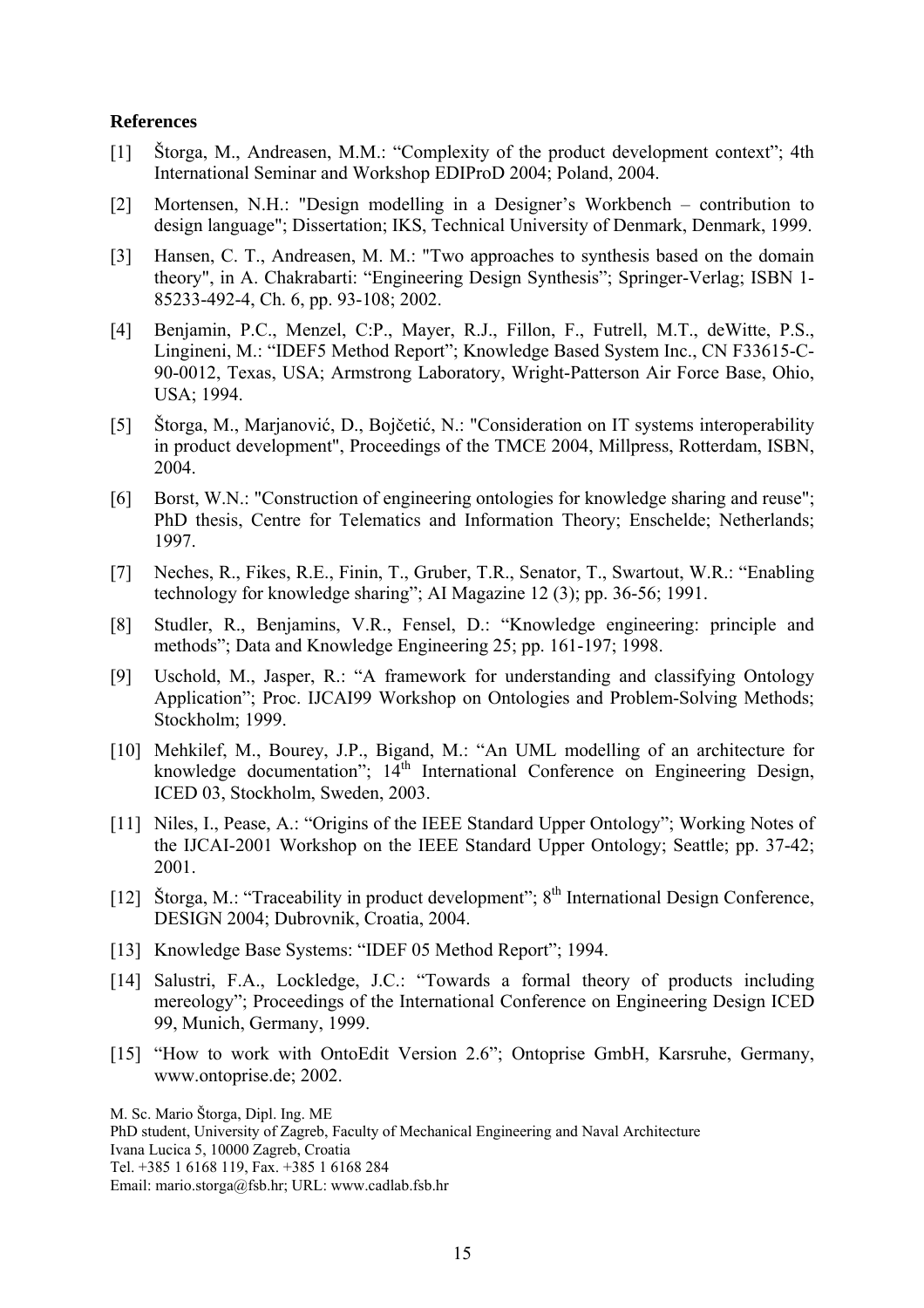**References**

[1] Štorga, M., Andreasen, M.M.: "Complexity of the product development context"; 4th International Seminar and Workshop EDIProD 2004; Poland, 2004.

[2] Mortensen, N.H.: "Design modelling in a Designer's Workbench – contribution to design language"; Dissertation; IKS, Technical University of Denmark, Denmark, 1999.

[3] Hansen, C. T., Andreasen, M. M.: "Two approaches to synthesis based on the domain theory", in A. Chakrabarti: "Engineering Design Synthesis"; Springer-Verlag; ISBN 1-85233-492-4, Ch. 6, pp. 93-108; 2002.

[4] Benjamin, P.C., Menzel, C:P., Mayer, R.J., Fillon, F., Futrell, M.T., deWitte, P.S., Lingineni, M.: "IDEF5 Method Report"; Knowledge Based System Inc., CN F33615-C-90-0012, Texas, USA; Armstrong Laboratory, Wright-Patterson Air Force Base, Ohio, USA; 1994.

[5] Štorga, M., Marjanović, D., Bojčetić, N.: "Consideration on IT systems interoperability in product development", Proceedings of the TMCE 2004, Millpress, Rotterdam, ISBN, 2004.

[6] Borst, W.N.: "Construction of engineering ontologies for knowledge sharing and reuse"; PhD thesis, Centre for Telematics and Information Theory; Enschelde; Netherlands; 1997.

[7] Neches, R., Fikes, R.E., Finin, T., Gruber, T.R., Senator, T., Swartout, W.R.: "Enabling technology for knowledge sharing"; AI Magazine 12 (3); pp. 36-56; 1991.

[8] Studler, R., Benjamins, V.R., Fensel, D.: "Knowledge engineering: principle and methods"; Data and Knowledge Engineering 25; pp. 161-197; 1998.

[9] Uschold, M., Jasper, R.: "A framework for understanding and classifying Ontology Application"; Proc. IJCAI99 Workshop on Ontologies and Problem-Solving Methods; Stockholm; 1999.

[10] Mehkilef, M., Bourey, J.P., Bigand, M.: "An UML modelling of an architecture for knowledge documentation"; 14th International Conference on Engineering Design, ICED 03, Stockholm, Sweden, 2003.

[11] Niles, I., Pease, A.: "Origins of the IEEE Standard Upper Ontology"; Working Notes of the IJCAI-2001 Workshop on the IEEE Standard Upper Ontology; Seattle; pp. 37-42; 2001.

[12] Štorga, M.: "Traceability in product development"; 8th International Design Conference, DESIGN 2004; Dubrovnik, Croatia, 2004.

[13] Knowledge Base Systems: "IDEF 05 Method Report"; 1994.

[14] Salustri, F.A., Lockledge, J.C.: "Towards a formal theory of products including mereology"; Proceedings of the International Conference on Engineering Design ICED 99, Munich, Germany, 1999.

[15] "How to work with OntoEdit Version 2.6"; Ontoprise GmbH, Karsruhe, Germany, www.ontoprise.de; 2002.

M. Sc. Mario Štorga, Dipl. Ing. ME
PhD student, University of Zagreb, Faculty of Mechanical Engineering and Naval Architecture
Ivana Lucica 5, 10000 Zagreb, Croatia
Tel. +385 1 6168 119, Fax. +385 1 6168 284
Email: mario.storga@fsb.hr; URL: www.cadlab.fsb.hr